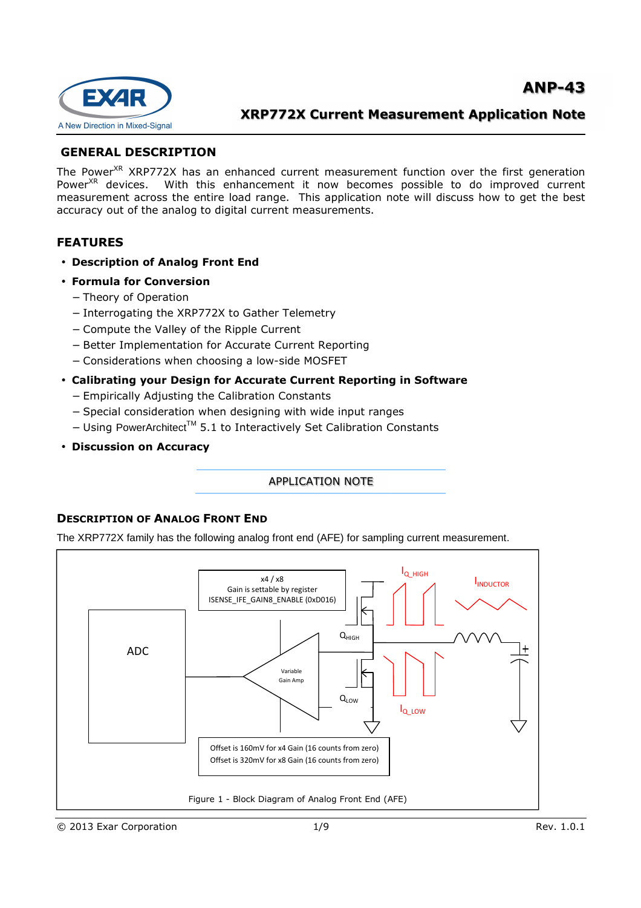**ANP-43**

**XRP772X Current Measurement Application Note**

## GENERAL DESCRIPTION

The Power[XR] XRP772X has an enhanced current measurement function over the first generation Power[XR] devices. With this enhancement it now becomes possible to do improved current measurement across the entire load range. This application note will discuss how to get the best accuracy out of the analog to digital current measurements.

## FEATURES

- **Description of Analog Front End**
- **Formula for Conversion**
  - Theory of Operation
  - Interrogating the XRP772X to Gather Telemetry
  - Compute the Valley of the Ripple Current
  - Better Implementation for Accurate Current Reporting
  - Considerations when choosing a low-side MOSFET
- **Calibrating your Design for Accurate Current Reporting in Software**
  - Empirically Adjusting the Calibration Constants
  - Special consideration when designing with wide input ranges
  - Using PowerArchitect™ 5.1 to Interactively Set Calibration Constants
- **Discussion on Accuracy**

APPLICATION NOTE

## DESCRIPTION OF ANALOG FRONT END

The XRP772X family has the following analog front end (AFE) for sampling current measurement.

x4 / x8
Gain is settable by register
ISENSE_IFE_GAIN8_ENABLE (0xD016)

ADC

Variable Gain Amp

$Q_{HIGH}$

$Q_{LOW}$

$I_{Q\_HIGH}$

$I_{INDUCTOR}$

$I_{Q\_LOW}$

Offset is 160mV for x4 Gain (16 counts from zero)
Offset is 320mV for x8 Gain (16 counts from zero)

Figure 1 - Block Diagram of Analog Front End (AFE)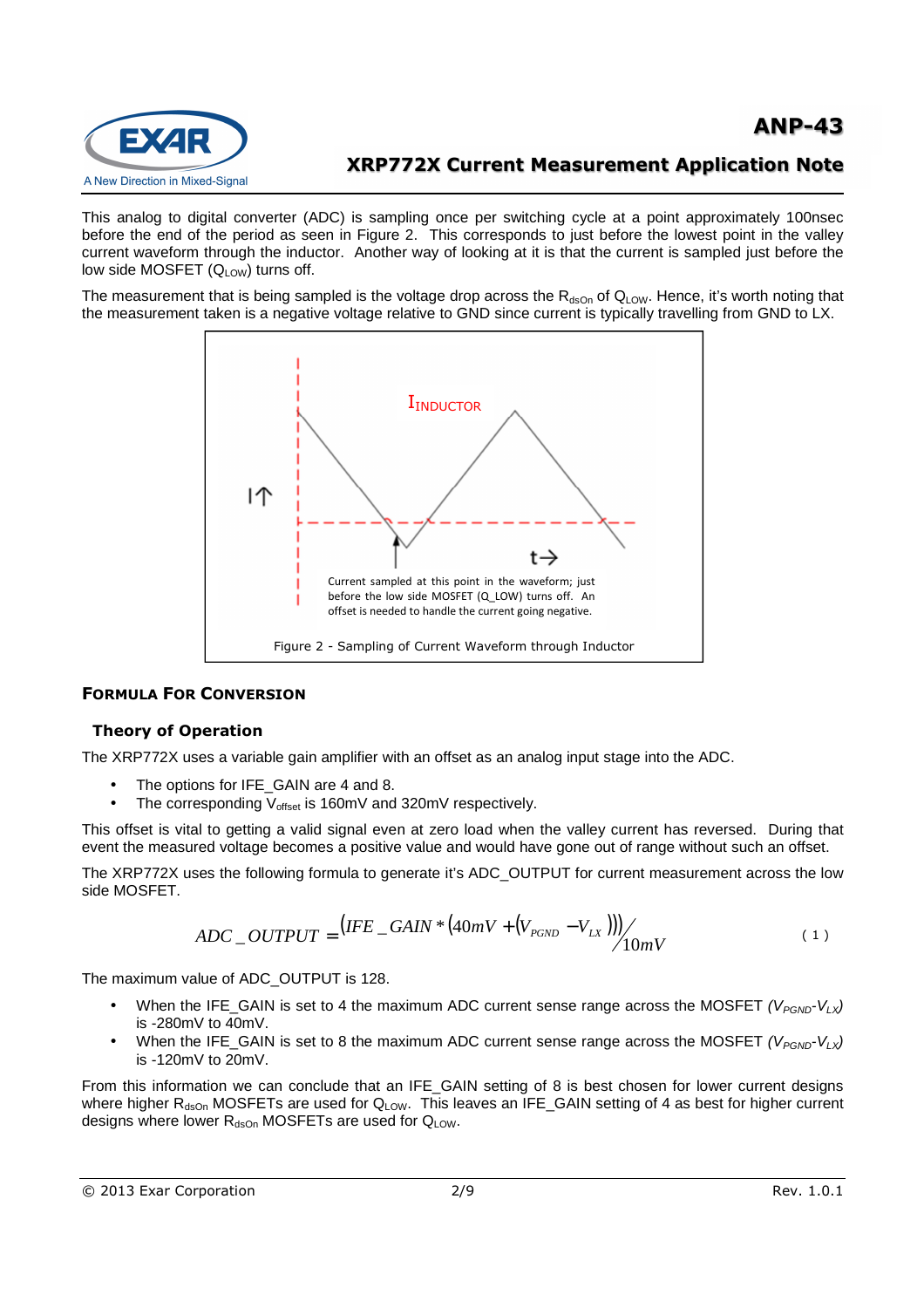This analog to digital converter (ADC) is sampling once per switching cycle at a point approximately 100nsec before the end of the period as seen in Figure 2. This corresponds to just before the lowest point in the valley current waveform through the inductor. Another way of looking at it is that the current is sampled just before the low side MOSFET ($Q_{LOW}$) turns off.

The measurement that is being sampled is the voltage drop across the $R_{dsOn}$ of $Q_{LOW}$. Hence, it's worth noting that the measurement taken is a negative voltage relative to GND since current is typically travelling from GND to LX.

$I_{INDUCTOR}$

I↑

t→

Current sampled at this point in the waveform; just before the low side MOSFET (Q_LOW) turns off. An offset is needed to handle the current going negative.

Figure 2 - Sampling of Current Waveform through Inductor

## Formula For Conversion

### Theory of Operation

The XRP772X uses a variable gain amplifier with an offset as an analog input stage into the ADC.

- The options for IFE_GAIN are 4 and 8.
- The corresponding $V_{offset}$ is 160mV and 320mV respectively.

This offset is vital to getting a valid signal even at zero load when the valley current has reversed. During that event the measured voltage becomes a positive value and would have gone out of range without such an offset.

The XRP772X uses the following formula to generate it's ADC_OUTPUT for current measurement across the low side MOSFET.

$$ADC\_OUTPUT = \left(IFE\_GAIN * \left(40mV + \left(V_{PGND} - V_{LX}\right)\right)\right) / 10mV \qquad (1)$$

The maximum value of ADC_OUTPUT is 128.

- When the IFE_GAIN is set to 4 the maximum ADC current sense range across the MOSFET *($V_{PGND}$-$V_{LX}$)* is -280mV to 40mV.
- When the IFE_GAIN is set to 8 the maximum ADC current sense range across the MOSFET *($V_{PGND}$-$V_{LX}$)* is -120mV to 20mV.

From this information we can conclude that an IFE_GAIN setting of 8 is best chosen for lower current designs where higher $R_{dsOn}$ MOSFETs are used for $Q_{LOW}$. This leaves an IFE_GAIN setting of 4 as best for higher current designs where lower $R_{dsOn}$ MOSFETs are used for $Q_{LOW}$.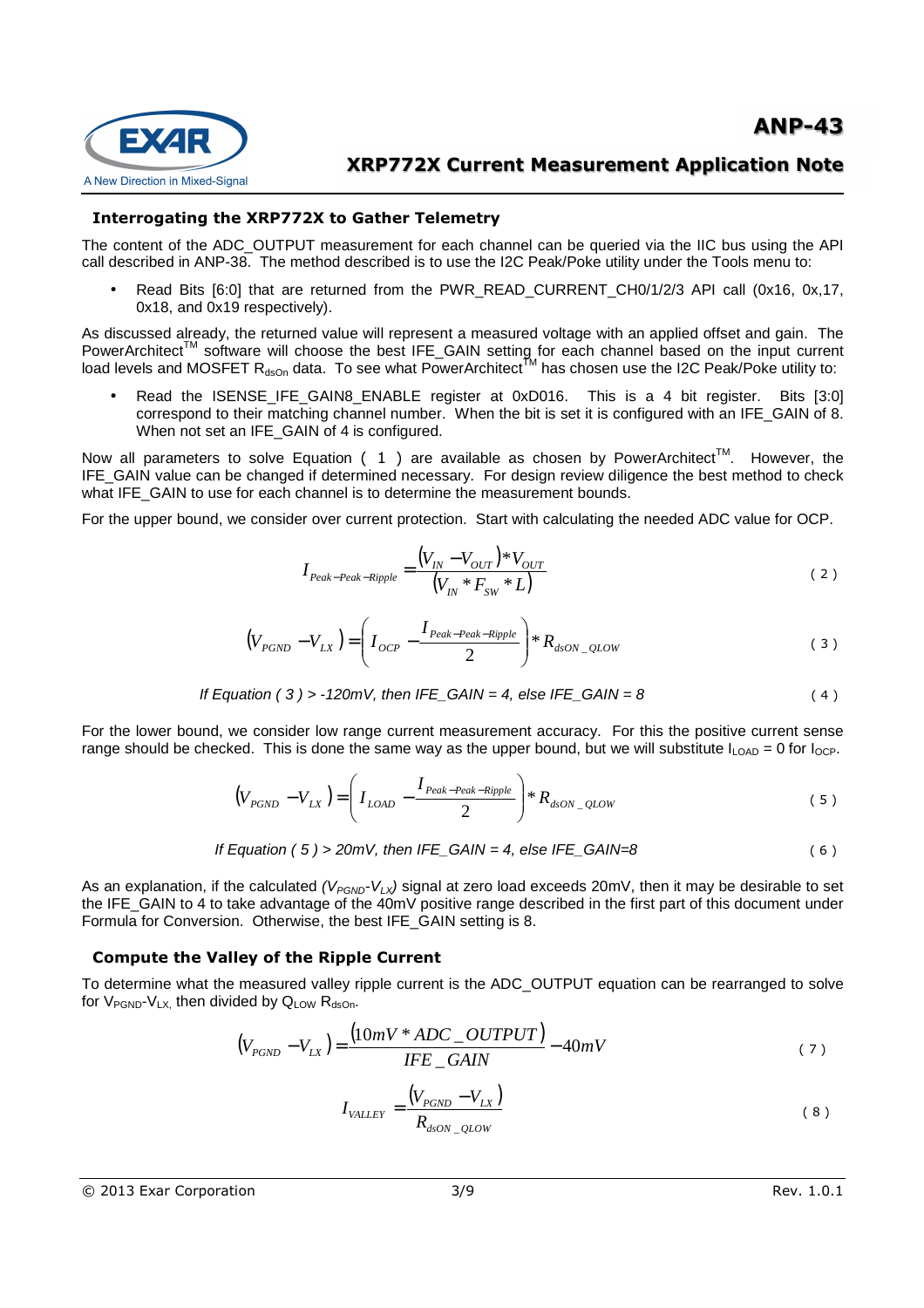### Interrogating the XRP772X to Gather Telemetry

The content of the ADC_OUTPUT measurement for each channel can be queried via the IIC bus using the API call described in ANP-38. The method described is to use the I2C Peak/Poke utility under the Tools menu to:

- Read Bits [6:0] that are returned from the PWR_READ_CURRENT_CH0/1/2/3 API call (0x16, 0x,17, 0x18, and 0x19 respectively).

As discussed already, the returned value will represent a measured voltage with an applied offset and gain. The PowerArchitect™ software will choose the best IFE_GAIN setting for each channel based on the input current load levels and MOSFET $R_{dsOn}$ data. To see what PowerArchitect™ has chosen use the I2C Peak/Poke utility to:

- Read the ISENSE_IFE_GAIN8_ENABLE register at 0xD016. This is a 4 bit register. Bits [3:0] correspond to their matching channel number. When the bit is set it is configured with an IFE_GAIN of 8. When not set an IFE_GAIN of 4 is configured.

Now all parameters to solve Equation ( 1 ) are available as chosen by PowerArchitect™. However, the IFE_GAIN value can be changed if determined necessary. For design review diligence the best method to check what IFE_GAIN to use for each channel is to determine the measurement bounds.

For the upper bound, we consider over current protection. Start with calculating the needed ADC value for OCP.

$$I_{Peak-Peak-Ripple} = \frac{(V_{IN} - V_{OUT}) * V_{OUT}}{(V_{IN} * F_{SW} * L)} \quad (2)$$

$$(V_{PGND} - V_{LX}) = \left( I_{OCP} - \frac{I_{Peak-Peak-Ripple}}{2} \right) * R_{dsON\_QLOW} \quad (3)$$

*If Equation ( 3 ) > -120mV, then IFE_GAIN = 4, else IFE_GAIN = 8* ( 4 )

For the lower bound, we consider low range current measurement accuracy. For this the positive current sense range should be checked. This is done the same way as the upper bound, but we will substitute $I_{LOAD} = 0$ for $I_{OCP}$.

$$(V_{PGND} - V_{LX}) = \left( I_{LOAD} - \frac{I_{Peak-Peak-Ripple}}{2} \right) * R_{dsON\_QLOW} \quad (5)$$

*If Equation ( 5 ) > 20mV, then IFE_GAIN = 4, else IFE_GAIN=8* ( 6 )

As an explanation, if the calculated $(V_{PGND}\text{-}V_{LX})$ signal at zero load exceeds 20mV, then it may be desirable to set the IFE_GAIN to 4 to take advantage of the 40mV positive range described in the first part of this document under Formula for Conversion. Otherwise, the best IFE_GAIN setting is 8.

### Compute the Valley of the Ripple Current

To determine what the measured valley ripple current is the ADC_OUTPUT equation can be rearranged to solve for $V_{PGND}\text{-}V_{LX}$, then divided by $Q_{LOW}$ $R_{dsOn}$.

$$(V_{PGND} - V_{LX}) = \frac{(10mV * ADC\_OUTPUT)}{IFE\_GAIN} - 40mV \quad (7)$$

$$I_{VALLEY} = \frac{(V_{PGND} - V_{LX})}{R_{dsON\_QLOW}} \quad (8)$$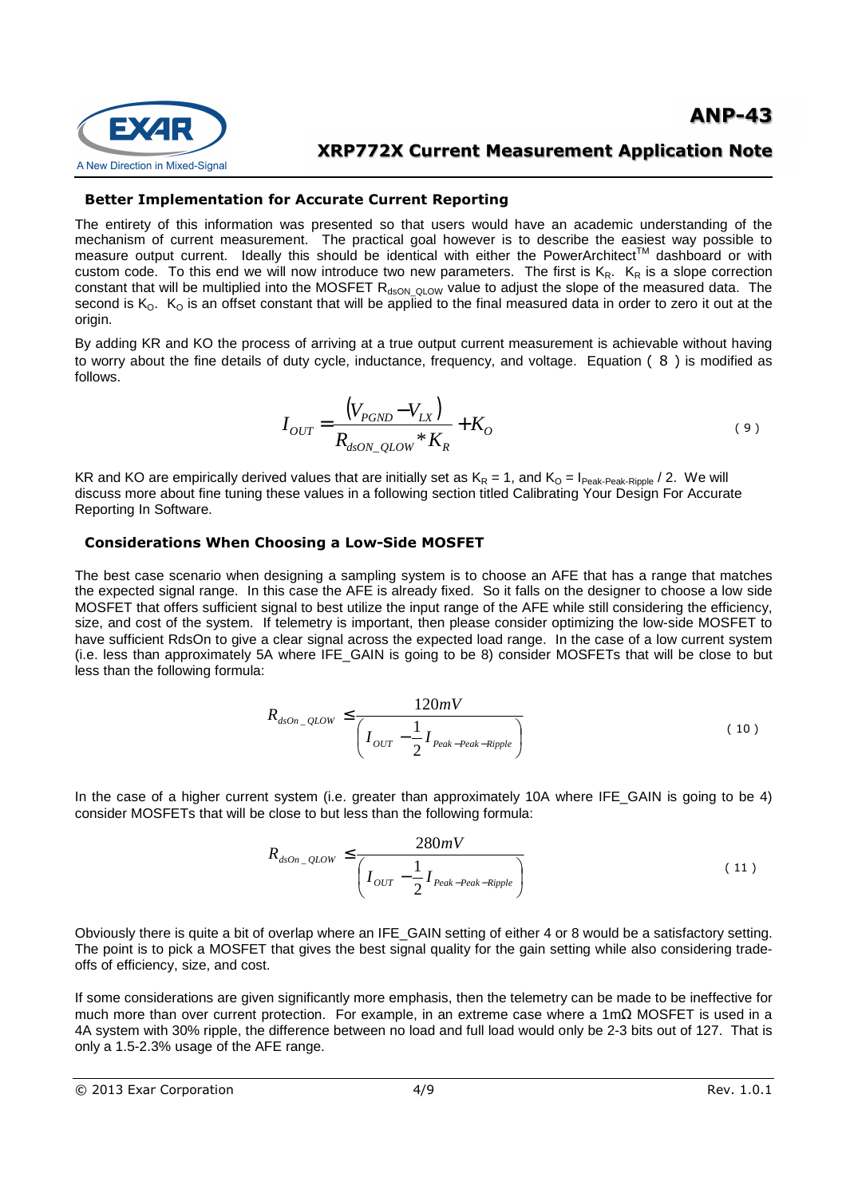## Better Implementation for Accurate Current Reporting

The entirety of this information was presented so that users would have an academic understanding of the mechanism of current measurement. The practical goal however is to describe the easiest way possible to measure output current. Ideally this should be identical with either the PowerArchitect™ dashboard or with custom code. To this end we will now introduce two new parameters. The first is $K_R$. $K_R$ is a slope correction constant that will be multiplied into the MOSFET $R_{dsON\_QLOW}$ value to adjust the slope of the measured data. The second is $K_O$. $K_O$ is an offset constant that will be applied to the final measured data in order to zero it out at the origin.

By adding KR and KO the process of arriving at a true output current measurement is achievable without having to worry about the fine details of duty cycle, inductance, frequency, and voltage. Equation ( 8 ) is modified as follows.

$$I_{OUT} = \frac{(V_{PGND} - V_{LX})}{R_{dsON\_QLOW} * K_R} + K_O \quad (9)$$

KR and KO are empirically derived values that are initially set as $K_R = 1$, and $K_O = I_{Peak\text{-}Peak\text{-}Ripple} / 2$. We will discuss more about fine tuning these values in a following section titled Calibrating Your Design For Accurate Reporting In Software.

## Considerations When Choosing a Low-Side MOSFET

The best case scenario when designing a sampling system is to choose an AFE that has a range that matches the expected signal range. In this case the AFE is already fixed. So it falls on the designer to choose a low side MOSFET that offers sufficient signal to best utilize the input range of the AFE while still considering the efficiency, size, and cost of the system. If telemetry is important, then please consider optimizing the low-side MOSFET to have sufficient RdsOn to give a clear signal across the expected load range. In the case of a low current system (i.e. less than approximately 5A where IFE_GAIN is going to be 8) consider MOSFETs that will be close to but less than the following formula:

$$R_{dsOn\_QLOW} \leq \frac{120mV}{\left(I_{OUT} - \frac{1}{2} I_{Peak-Peak-Ripple}\right)} \quad (10)$$

In the case of a higher current system (i.e. greater than approximately 10A where IFE_GAIN is going to be 4) consider MOSFETs that will be close to but less than the following formula:

$$R_{dsOn\_QLOW} \leq \frac{280mV}{\left(I_{OUT} - \frac{1}{2} I_{Peak-Peak-Ripple}\right)} \quad (11)$$

Obviously there is quite a bit of overlap where an IFE_GAIN setting of either 4 or 8 would be a satisfactory setting. The point is to pick a MOSFET that gives the best signal quality for the gain setting while also considering trade-offs of efficiency, size, and cost.

If some considerations are given significantly more emphasis, then the telemetry can be made to be ineffective for much more than over current protection. For example, in an extreme case where a 1mΩ MOSFET is used in a 4A system with 30% ripple, the difference between no load and full load would only be 2-3 bits out of 127. That is only a 1.5-2.3% usage of the AFE range.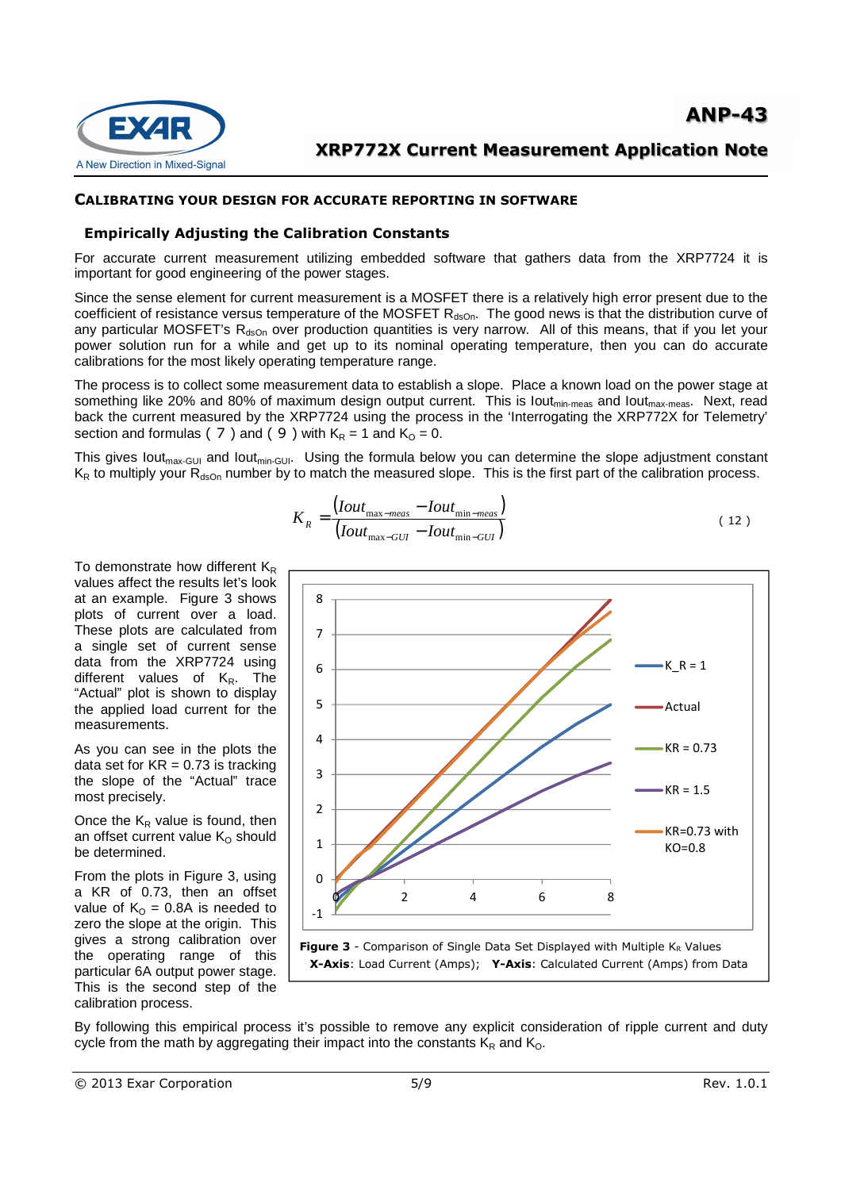## CALIBRATING YOUR DESIGN FOR ACCURATE REPORTING IN SOFTWARE

### Empirically Adjusting the Calibration Constants

For accurate current measurement utilizing embedded software that gathers data from the XRP7724 it is important for good engineering of the power stages.

Since the sense element for current measurement is a MOSFET there is a relatively high error present due to the coefficient of resistance versus temperature of the MOSFET $R_{dsOn}$. The good news is that the distribution curve of any particular MOSFET's $R_{dsOn}$ over production quantities is very narrow. All of this means, that if you let your power solution run for a while and get up to its nominal operating temperature, then you can do accurate calibrations for the most likely operating temperature range.

The process is to collect some measurement data to establish a slope. Place a known load on the power stage at something like 20% and 80% of maximum design output current. This is $Iout_{min\text{-}meas}$ and $Iout_{max\text{-}meas}$. Next, read back the current measured by the XRP7724 using the process in the 'Interrogating the XRP772X for Telemetry' section and formulas ( 7 ) and ( 9 ) with $K_R = 1$ and $K_O = 0$.

This gives $Iout_{max\text{-}GUI}$ and $Iout_{min\text{-}GUI}$. Using the formula below you can determine the slope adjustment constant $K_R$ to multiply your $R_{dsOn}$ number by to match the measured slope. This is the first part of the calibration process.

$$K_R = \frac{\left(Iout_{max-meas} - Iout_{min-meas}\right)}{\left(Iout_{max-GUI} - Iout_{min-GUI}\right)} \tag{12}$$

To demonstrate how different $K_R$ values affect the results let's look at an example. Figure 3 shows plots of current over a load. These plots are calculated from a single set of current sense data from the XRP7724 using different values of $K_R$. The "Actual" plot is shown to display the applied load current for the measurements.

As you can see in the plots the data set for KR = 0.73 is tracking the slope of the "Actual" trace most precisely.

Once the $K_R$ value is found, then an offset current value $K_O$ should be determined.

From the plots in Figure 3, using a KR of 0.73, then an offset value of $K_O = 0.8A$ is needed to zero the slope at the origin. This gives a strong calibration over the operating range of this particular 6A output power stage. This is the second step of the calibration process.

**Figure 3** - Comparison of Single Data Set Displayed with Multiple $K_R$ Values
**X-Axis**: Load Current (Amps); **Y-Axis**: Calculated Current (Amps) from Data

By following this empirical process it's possible to remove any explicit consideration of ripple current and duty cycle from the math by aggregating their impact into the constants $K_R$ and $K_O$.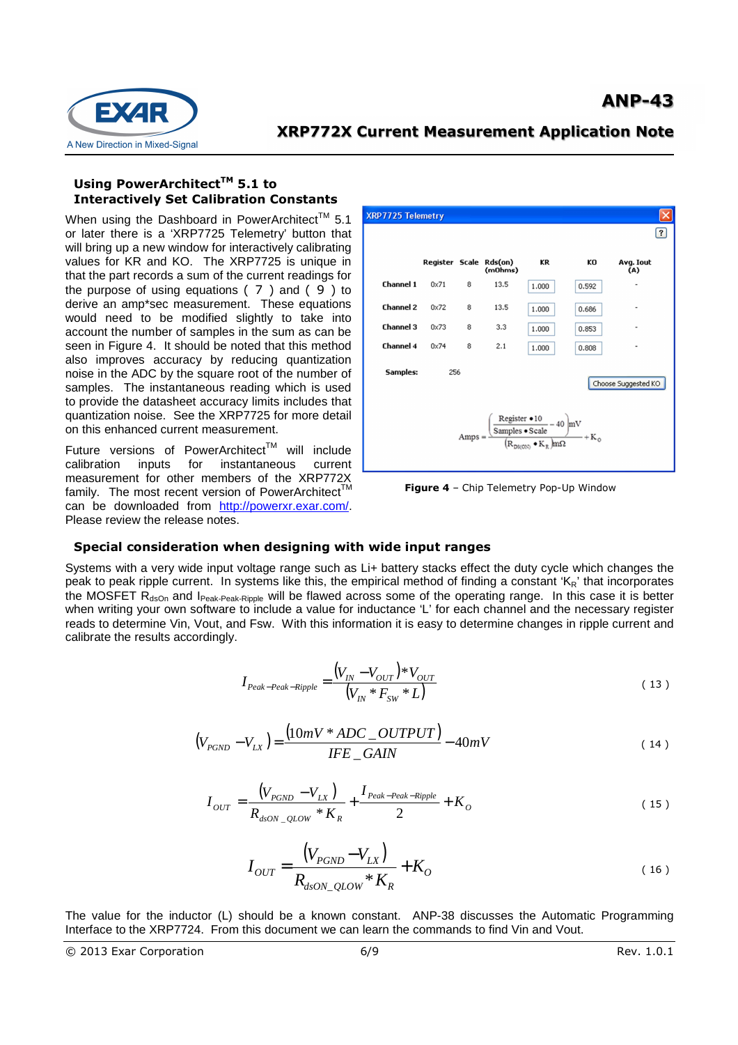## Using PowerArchitect™ 5.1 to Interactively Set Calibration Constants

When using the Dashboard in PowerArchitect™ 5.1 or later there is a 'XRP7725 Telemetry' button that will bring up a new window for interactively calibrating values for KR and KO. The XRP7725 is unique in that the part records a sum of the current readings for the purpose of using equations ( 7 ) and ( 9 ) to derive an amp*sec measurement. These equations would need to be modified slightly to take into account the number of samples in the sum as can be seen in Figure 4. It should be noted that this method also improves accuracy by reducing quantization noise in the ADC by the square root of the number of samples. The instantaneous reading which is used to provide the datasheet accuracy limits includes that quantization noise. See the XRP7725 for more detail on this enhanced current measurement.

Future versions of PowerArchitect™ will include calibration inputs for instantaneous current measurement for other members of the XRP772X family. The most recent version of PowerArchitect™ can be downloaded from http://powerxr.exar.com/. Please review the release notes.

**XRP7725 Telemetry**

| | Register | Scale | Rds(on) (mOhms) | KR | KO | Avg. Iout (A) |
|---|---|---|---|---|---|---|
| Channel 1 | 0x71 | 8 | 13.5 | 1.000 | 0.592 | - |
| Channel 2 | 0x72 | 8 | 13.5 | 1.000 | 0.686 | - |
| Channel 3 | 0x73 | 8 | 3.3 | 1.000 | 0.853 | - |
| Channel 4 | 0x74 | 8 | 2.1 | 1.000 | 0.808 | - |

Samples: 256

Choose Suggested KO

$$Amps = \frac{\left(\frac{Register \bullet 10}{Samples \bullet Scale} - 40\right) mV}{\left(R_{DS(ON)} \bullet K_R\right) m\Omega} + K_O$$

**Figure 4** – Chip Telemetry Pop-Up Window

## Special consideration when designing with wide input ranges

Systems with a very wide input voltage range such as Li+ battery stacks effect the duty cycle which changes the peak to peak ripple current. In systems like this, the empirical method of finding a constant '$K_R$' that incorporates the MOSFET $R_{dsOn}$ and $I_{Peak\text{-}Peak\text{-}Ripple}$ will be flawed across some of the operating range. In this case it is better when writing your own software to include a value for inductance 'L' for each channel and the necessary register reads to determine Vin, Vout, and Fsw. With this information it is easy to determine changes in ripple current and calibrate the results accordingly.

$$I_{Peak-Peak-Ripple} = \frac{(V_{IN} - V_{OUT}) * V_{OUT}}{(V_{IN} * F_{SW} * L)} \quad (13)$$

$$(V_{PGND} - V_{LX}) = \frac{(10mV * ADC\_OUTPUT)}{IFE\_GAIN} - 40mV \quad (14)$$

$$I_{OUT} = \frac{(V_{PGND} - V_{LX})}{R_{dsON\_QLOW} * K_R} + \frac{I_{Peak-Peak-Ripple}}{2} + K_O \quad (15)$$

$$I_{OUT} = \frac{(V_{PGND} - V_{LX})}{R_{dsON\_QLOW} * K_R} + K_O \quad (16)$$

The value for the inductor (L) should be a known constant. ANP-38 discusses the Automatic Programming Interface to the XRP7724. From this document we can learn the commands to find Vin and Vout.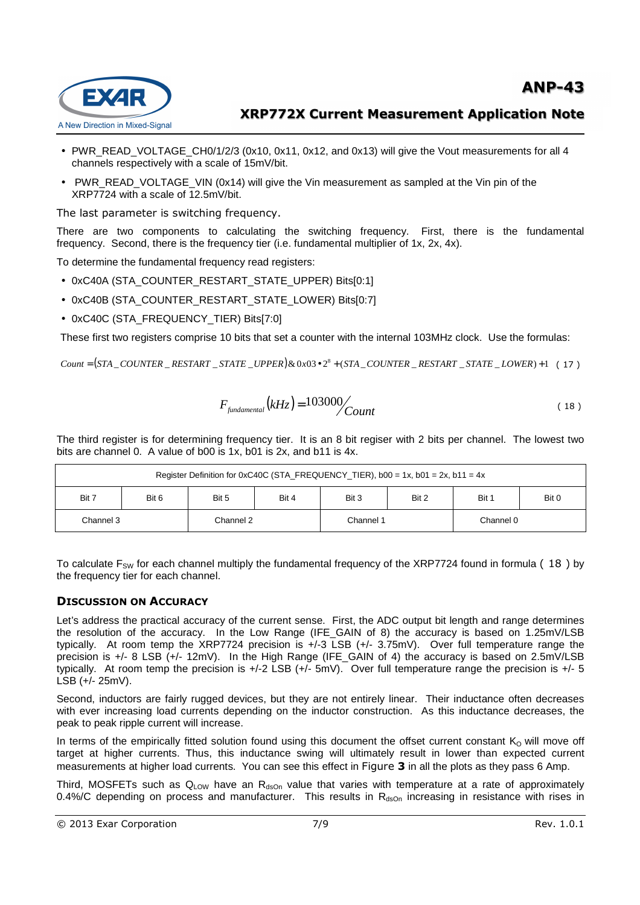- PWR_READ_VOLTAGE_CH0/1/2/3 (0x10, 0x11, 0x12, and 0x13) will give the Vout measurements for all 4 channels respectively with a scale of 15mV/bit.
- PWR_READ_VOLTAGE_VIN (0x14) will give the Vin measurement as sampled at the Vin pin of the XRP7724 with a scale of 12.5mV/bit.

The last parameter is switching frequency.

There are two components to calculating the switching frequency. First, there is the fundamental frequency. Second, there is the frequency tier (i.e. fundamental multiplier of 1x, 2x, 4x).

To determine the fundamental frequency read registers:

- 0xC40A (STA_COUNTER_RESTART_STATE_UPPER) Bits[0:1]
- 0xC40B (STA_COUNTER_RESTART_STATE_LOWER) Bits[0:7]
- 0xC40C (STA_FREQUENCY_TIER) Bits[7:0]

These first two registers comprise 10 bits that set a counter with the internal 103MHz clock. Use the formulas:

$$Count = (STA\_COUNTER\_RESTART\_STATE\_UPPER)\,\&\,0x03 \bullet 2^8 + (STA\_COUNTER\_RESTART\_STATE\_LOWER) + 1 \quad (17)$$

$$F_{fundamental}(kHz) = 103000 / Count \quad (18)$$

The third register is for determining frequency tier. It is an 8 bit regiser with 2 bits per channel. The lowest two bits are channel 0. A value of b00 is 1x, b01 is 2x, and b11 is 4x.

| Register Definition for 0xC40C (STA_FREQUENCY_TIER), b00 = 1x, b01 = 2x, b11 = 4x | | | | | | | |
|---|---|---|---|---|---|---|---|
| Bit 7 | Bit 6 | Bit 5 | Bit 4 | Bit 3 | Bit 2 | Bit 1 | Bit 0 |
| Channel 3 | | Channel 2 | | Channel 1 | | Channel 0 | |

To calculate $F_{SW}$ for each channel multiply the fundamental frequency of the XRP7724 found in formula ( 18 ) by the frequency tier for each channel.

### Discussion on Accuracy

Let's address the practical accuracy of the current sense. First, the ADC output bit length and range determines the resolution of the accuracy. In the Low Range (IFE_GAIN of 8) the accuracy is based on 1.25mV/LSB typically. At room temp the XRP7724 precision is +/-3 LSB (+/- 3.75mV). Over full temperature range the precision is +/- 8 LSB (+/- 12mV). In the High Range (IFE_GAIN of 4) the accuracy is based on 2.5mV/LSB typically. At room temp the precision is +/-2 LSB (+/- 5mV). Over full temperature range the precision is +/- 5 LSB (+/- 25mV).

Second, inductors are fairly rugged devices, but they are not entirely linear. Their inductance often decreases with ever increasing load currents depending on the inductor construction. As this inductance decreases, the peak to peak ripple current will increase.

In terms of the empirically fitted solution found using this document the offset current constant $K_O$ will move off target at higher currents. Thus, this inductance swing will ultimately result in lower than expected current measurements at higher load currents. You can see this effect in Figure **3** in all the plots as they pass 6 Amp.

Third, MOSFETs such as $Q_{LOW}$ have an $R_{dsOn}$ value that varies with temperature at a rate of approximately 0.4%/C depending on process and manufacturer. This results in $R_{dsOn}$ increasing in resistance with rises in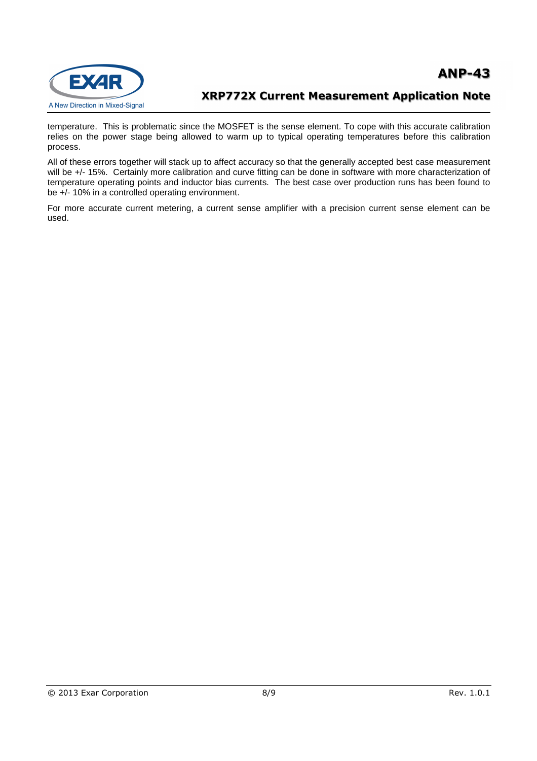temperature. This is problematic since the MOSFET is the sense element. To cope with this accurate calibration relies on the power stage being allowed to warm up to typical operating temperatures before this calibration process.

All of these errors together will stack up to affect accuracy so that the generally accepted best case measurement will be +/- 15%. Certainly more calibration and curve fitting can be done in software with more characterization of temperature operating points and inductor bias currents. The best case over production runs has been found to be +/- 10% in a controlled operating environment.

For more accurate current metering, a current sense amplifier with a precision current sense element can be used.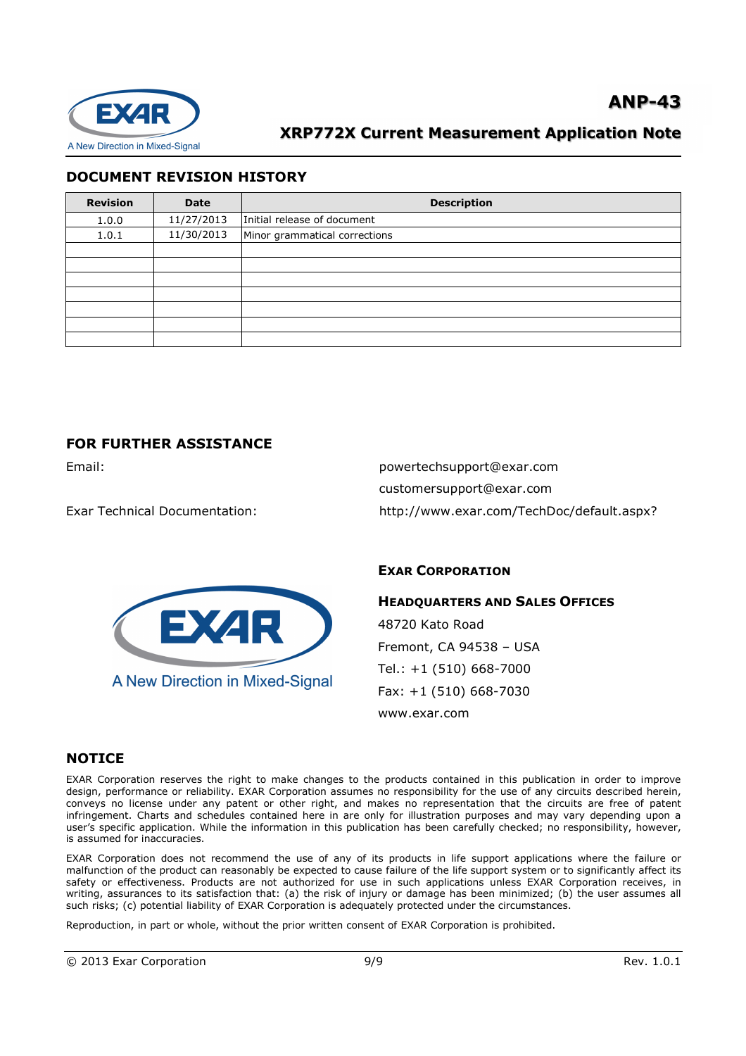## DOCUMENT REVISION HISTORY

| Revision | Date | Description |
|---|---|---|
| 1.0.0 | 11/27/2013 | Initial release of document |
| 1.0.1 | 11/30/2013 | Minor grammatical corrections |
| | | |
| | | |
| | | |
| | | |
| | | |
| | | |
| | | |

## FOR FURTHER ASSISTANCE

Email: powertechsupport@exar.com
customersupport@exar.com

Exar Technical Documentation: http://www.exar.com/TechDoc/default.aspx?

**EXAR CORPORATION**

**HEADQUARTERS AND SALES OFFICES**

48720 Kato Road
Fremont, CA 94538 – USA
Tel.: +1 (510) 668-7000
Fax: +1 (510) 668-7030
www.exar.com

## NOTICE

EXAR Corporation reserves the right to make changes to the products contained in this publication in order to improve design, performance or reliability. EXAR Corporation assumes no responsibility for the use of any circuits described herein, conveys no license under any patent or other right, and makes no representation that the circuits are free of patent infringement. Charts and schedules contained here in are only for illustration purposes and may vary depending upon a user's specific application. While the information in this publication has been carefully checked; no responsibility, however, is assumed for inaccuracies.

EXAR Corporation does not recommend the use of any of its products in life support applications where the failure or malfunction of the product can reasonably be expected to cause failure of the life support system or to significantly affect its safety or effectiveness. Products are not authorized for use in such applications unless EXAR Corporation receives, in writing, assurances to its satisfaction that: (a) the risk of injury or damage has been minimized; (b) the user assumes all such risks; (c) potential liability of EXAR Corporation is adequately protected under the circumstances.

Reproduction, in part or whole, without the prior written consent of EXAR Corporation is prohibited.